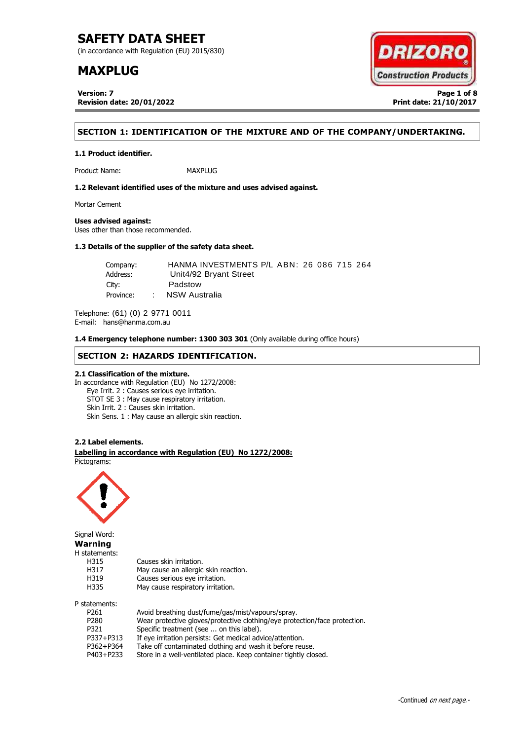# SAFETY DATA SHEET

(in accordance with Regulation (EU) 2015/830)

# MAXPLUG

**Version: 7**
**Revision date: 20/01/2022**

**Print date: 21/10/2017**

## SECTION 1: IDENTIFICATION OF THE MIXTURE AND OF THE COMPANY/UNDERTAKING.

### 1.1 Product identifier.

Product Name: MAXPLUG

### 1.2 Relevant identified uses of the mixture and uses advised against.

Mortar Cement

**Uses advised against:**
Uses other than those recommended.

### 1.3 Details of the supplier of the safety data sheet.

Company: HANMA INVESTMENTS P/L ABN: 26 086 715 264
Address: Unit4/92 Bryant Street
City: Padstow
Province: : NSW Australia

Telephone: (61) (0) 2 9771 0011
E-mail: hans@hanma.com.au

**1.4 Emergency telephone number: 1300 303 301** (Only available during office hours)

## SECTION 2: HAZARDS IDENTIFICATION.

### 2.1 Classification of the mixture.

In accordance with Regulation (EU) No 1272/2008:
- Eye Irrit. 2 : Causes serious eye irritation.
- STOT SE 3 : May cause respiratory irritation.
- Skin Irrit. 2 : Causes skin irritation.
- Skin Sens. 1 : May cause an allergic skin reaction.

### 2.2 Label elements.

**Labelling in accordance with Regulation (EU) No 1272/2008:**

Pictograms:

Signal Word:
**Warning**

H statements:

| | |
|---|---|
| H315 | Causes skin irritation. |
| H317 | May cause an allergic skin reaction. |
| H319 | Causes serious eye irritation. |
| H335 | May cause respiratory irritation. |

P statements:

| | |
|---|---|
| P261 | Avoid breathing dust/fume/gas/mist/vapours/spray. |
| P280 | Wear protective gloves/protective clothing/eye protection/face protection. |
| P321 | Specific treatment (see ... on this label). |
| P337+P313 | If eye irritation persists: Get medical advice/attention. |
| P362+P364 | Take off contaminated clothing and wash it before reuse. |
| P403+P233 | Store in a well-ventilated place. Keep container tightly closed. |

-Continued *on next page.*-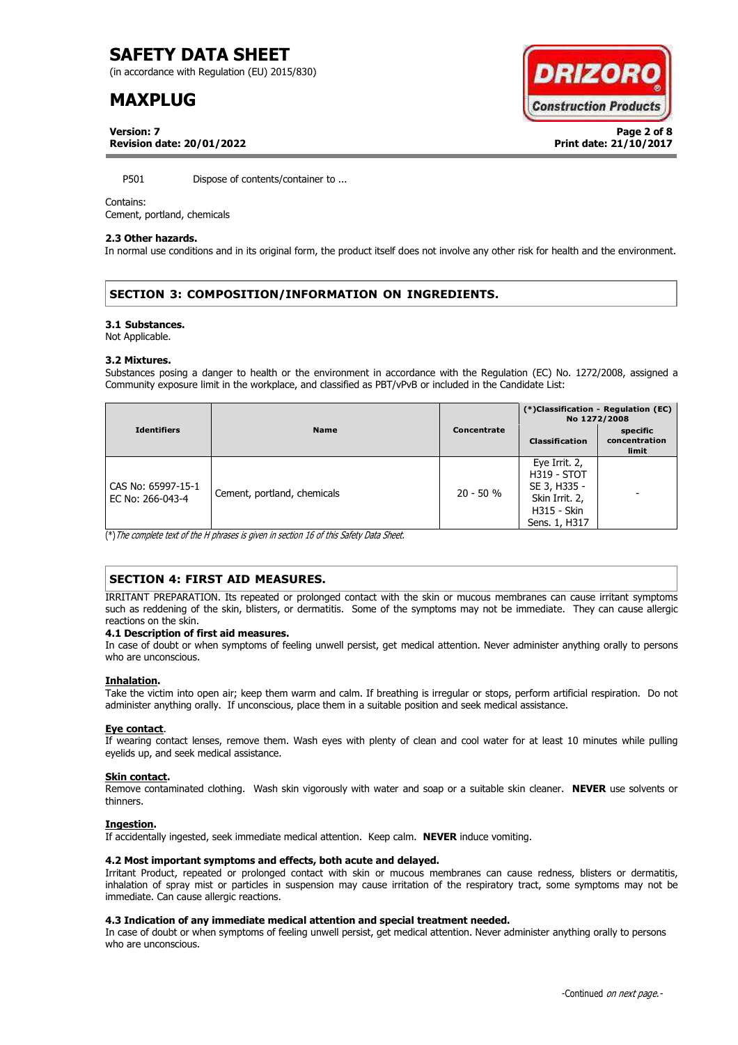P501 Dispose of contents/container to ...

Contains:
Cement, portland, chemicals

#### 2.3 Other hazards.

In normal use conditions and in its original form, the product itself does not involve any other risk for health and the environment.

## SECTION 3: COMPOSITION/INFORMATION ON INGREDIENTS.

#### 3.1 Substances.

Not Applicable.

#### 3.2 Mixtures.

Substances posing a danger to health or the environment in accordance with the Regulation (EC) No. 1272/2008, assigned a Community exposure limit in the workplace, and classified as PBT/vPvB or included in the Candidate List:

| Identifiers | Name | Concentrate | (*)Classification - Regulation (EC) No 1272/2008 | |
|---|---|---|---|---|
| | | | Classification | specific concentration limit |
| CAS No: 65997-15-1<br>EC No: 266-043-4 | Cement, portland, chemicals | 20 - 50 % | Eye Irrit. 2, H319 - STOT SE 3, H335 - Skin Irrit. 2, H315 - Skin Sens. 1, H317 | - |

(*) *The complete text of the H phrases is given in section 16 of this Safety Data Sheet.*

## SECTION 4: FIRST AID MEASURES.

IRRITANT PREPARATION. Its repeated or prolonged contact with the skin or mucous membranes can cause irritant symptoms such as reddening of the skin, blisters, or dermatitis. Some of the symptoms may not be immediate. They can cause allergic reactions on the skin.

#### 4.1 Description of first aid measures.

In case of doubt or when symptoms of feeling unwell persist, get medical attention. Never administer anything orally to persons who are unconscious.

**Inhalation.**

Take the victim into open air; keep them warm and calm. If breathing is irregular or stops, perform artificial respiration. Do not administer anything orally. If unconscious, place them in a suitable position and seek medical assistance.

**Eye contact.**

If wearing contact lenses, remove them. Wash eyes with plenty of clean and cool water for at least 10 minutes while pulling eyelids up, and seek medical assistance.

**Skin contact.**

Remove contaminated clothing. Wash skin vigorously with water and soap or a suitable skin cleaner. **NEVER** use solvents or thinners.

**Ingestion.**

If accidentally ingested, seek immediate medical attention. Keep calm. **NEVER** induce vomiting.

#### 4.2 Most important symptoms and effects, both acute and delayed.

Irritant Product, repeated or prolonged contact with skin or mucous membranes can cause redness, blisters or dermatitis, inhalation of spray mist or particles in suspension may cause irritation of the respiratory tract, some symptoms may not be immediate. Can cause allergic reactions.

#### 4.3 Indication of any immediate medical attention and special treatment needed.

In case of doubt or when symptoms of feeling unwell persist, get medical attention. Never administer anything orally to persons who are unconscious.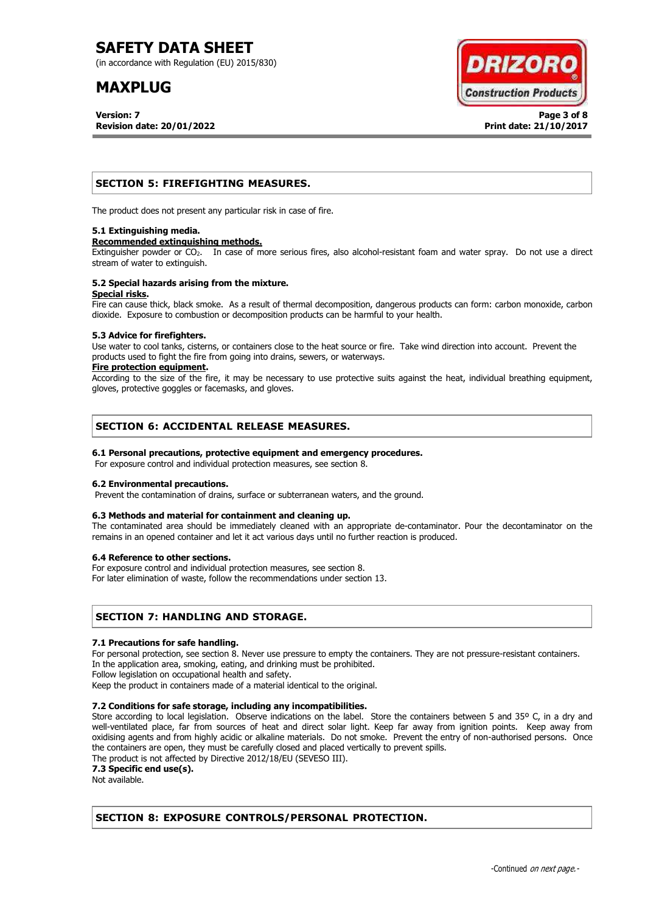## SECTION 5: FIREFIGHTING MEASURES.

The product does not present any particular risk in case of fire.

### 5.1 Extinguishing media.

**Recommended extinguishing methods.**

Extinguisher powder or $CO_2$. In case of more serious fires, also alcohol-resistant foam and water spray. Do not use a direct stream of water to extinguish.

### 5.2 Special hazards arising from the mixture.

**Special risks.**

Fire can cause thick, black smoke. As a result of thermal decomposition, dangerous products can form: carbon monoxide, carbon dioxide. Exposure to combustion or decomposition products can be harmful to your health.

### 5.3 Advice for firefighters.

Use water to cool tanks, cisterns, or containers close to the heat source or fire. Take wind direction into account. Prevent the products used to fight the fire from going into drains, sewers, or waterways.

**Fire protection equipment.**

According to the size of the fire, it may be necessary to use protective suits against the heat, individual breathing equipment, gloves, protective goggles or facemasks, and gloves.

## SECTION 6: ACCIDENTAL RELEASE MEASURES.

### 6.1 Personal precautions, protective equipment and emergency procedures.

For exposure control and individual protection measures, see section 8.

### 6.2 Environmental precautions.

Prevent the contamination of drains, surface or subterranean waters, and the ground.

### 6.3 Methods and material for containment and cleaning up.

The contaminated area should be immediately cleaned with an appropriate de-contaminator. Pour the decontaminator on the remains in an opened container and let it act various days until no further reaction is produced.

### 6.4 Reference to other sections.

For exposure control and individual protection measures, see section 8.
For later elimination of waste, follow the recommendations under section 13.

## SECTION 7: HANDLING AND STORAGE.

### 7.1 Precautions for safe handling.

For personal protection, see section 8. Never use pressure to empty the containers. They are not pressure-resistant containers.
In the application area, smoking, eating, and drinking must be prohibited.
Follow legislation on occupational health and safety.
Keep the product in containers made of a material identical to the original.

### 7.2 Conditions for safe storage, including any incompatibilities.

Store according to local legislation. Observe indications on the label. Store the containers between 5 and 35º C, in a dry and well-ventilated place, far from sources of heat and direct solar light. Keep far away from ignition points. Keep away from oxidising agents and from highly acidic or alkaline materials. Do not smoke. Prevent the entry of non-authorised persons. Once the containers are open, they must be carefully closed and placed vertically to prevent spills.
The product is not affected by Directive 2012/18/EU (SEVESO III).

### 7.3 Specific end use(s).

Not available.

## SECTION 8: EXPOSURE CONTROLS/PERSONAL PROTECTION.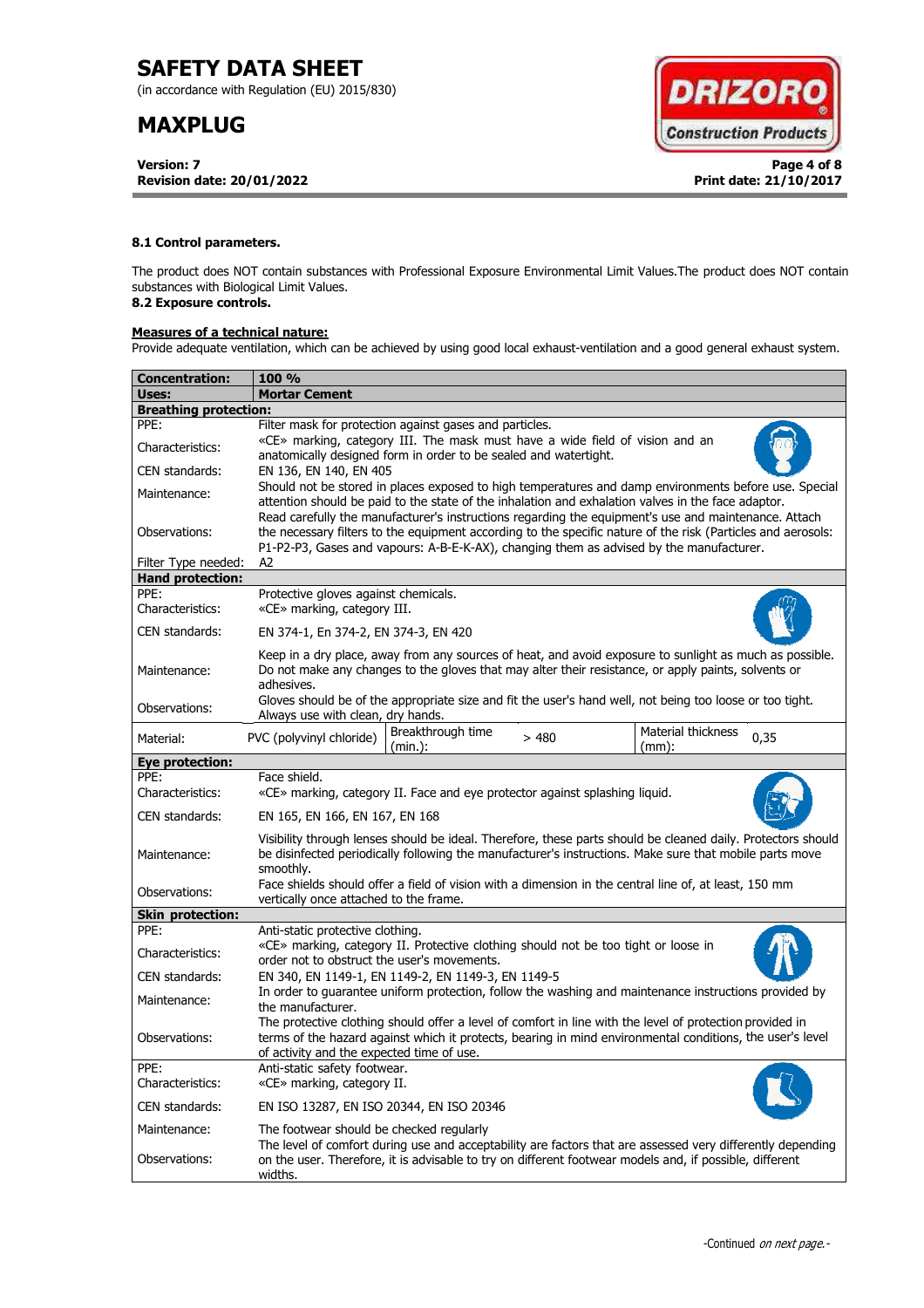**8.1 Control parameters.**

The product does NOT contain substances with Professional Exposure Environmental Limit Values.The product does NOT contain substances with Biological Limit Values.

**8.2 Exposure controls.**

**Measures of a technical nature:**

Provide adequate ventilation, which can be achieved by using good local exhaust-ventilation and a good general exhaust system.

| **Concentration:** | **100 %** | | | | |
|---|---|---|---|---|---|
| **Uses:** | **Mortar Cement** | | | | |
| **Breathing protection:** | | | | | |
| PPE: | Filter mask for protection against gases and particles. | | | | |
| Characteristics: | «CE» marking, category III. The mask must have a wide field of vision and an anatomically designed form in order to be sealed and watertight. | | | | |
| CEN standards: | EN 136, EN 140, EN 405 | | | | |
| Maintenance: | Should not be stored in places exposed to high temperatures and damp environments before use. Special attention should be paid to the state of the inhalation and exhalation valves in the face adaptor. | | | | |
| Observations: | Read carefully the manufacturer's instructions regarding the equipment's use and maintenance. Attach the necessary filters to the equipment according to the specific nature of the risk (Particles and aerosols: P1-P2-P3, Gases and vapours: A-B-E-K-AX), changing them as advised by the manufacturer. | | | | |
| Filter Type needed: | A2 | | | | |
| **Hand protection:** | | | | | |
| PPE: | Protective gloves against chemicals. | | | | |
| Characteristics: | «CE» marking, category III. | | | | |
| CEN standards: | EN 374-1, En 374-2, EN 374-3, EN 420 | | | | |
| Maintenance: | Keep in a dry place, away from any sources of heat, and avoid exposure to sunlight as much as possible. Do not make any changes to the gloves that may alter their resistance, or apply paints, solvents or adhesives. | | | | |
| Observations: | Gloves should be of the appropriate size and fit the user's hand well, not being too loose or too tight. Always use with clean, dry hands. | | | | |
| Material: | PVC (polyvinyl chloride) | Breakthrough time (min.): | > 480 | Material thickness (mm): | 0,35 |
| **Eye protection:** | | | | | |
| PPE: | Face shield. | | | | |
| Characteristics: | «CE» marking, category II. Face and eye protector against splashing liquid. | | | | |
| CEN standards: | EN 165, EN 166, EN 167, EN 168 | | | | |
| Maintenance: | Visibility through lenses should be ideal. Therefore, these parts should be cleaned daily. Protectors should be disinfected periodically following the manufacturer's instructions. Make sure that mobile parts move smoothly. | | | | |
| Observations: | Face shields should offer a field of vision with a dimension in the central line of, at least, 150 mm vertically once attached to the frame. | | | | |
| **Skin protection:** | | | | | |
| PPE: | Anti-static protective clothing. | | | | |
| Characteristics: | «CE» marking, category II. Protective clothing should not be too tight or loose in order not to obstruct the user's movements. | | | | |
| CEN standards: | EN 340, EN 1149-1, EN 1149-2, EN 1149-3, EN 1149-5 | | | | |
| Maintenance: | In order to guarantee uniform protection, follow the washing and maintenance instructions provided by the manufacturer. | | | | |
| Observations: | The protective clothing should offer a level of comfort in line with the level of protection provided in terms of the hazard against which it protects, bearing in mind environmental conditions, the user's level of activity and the expected time of use. | | | | |
| PPE: | Anti-static safety footwear. | | | | |
| Characteristics: | «CE» marking, category II. | | | | |
| CEN standards: | EN ISO 13287, EN ISO 20344, EN ISO 20346 | | | | |
| Maintenance: | The footwear should be checked regularly | | | | |
| Observations: | The level of comfort during use and acceptability are factors that are assessed very differently depending on the user. Therefore, it is advisable to try on different footwear models and, if possible, different widths. | | | | |

-Continued *on next page.*-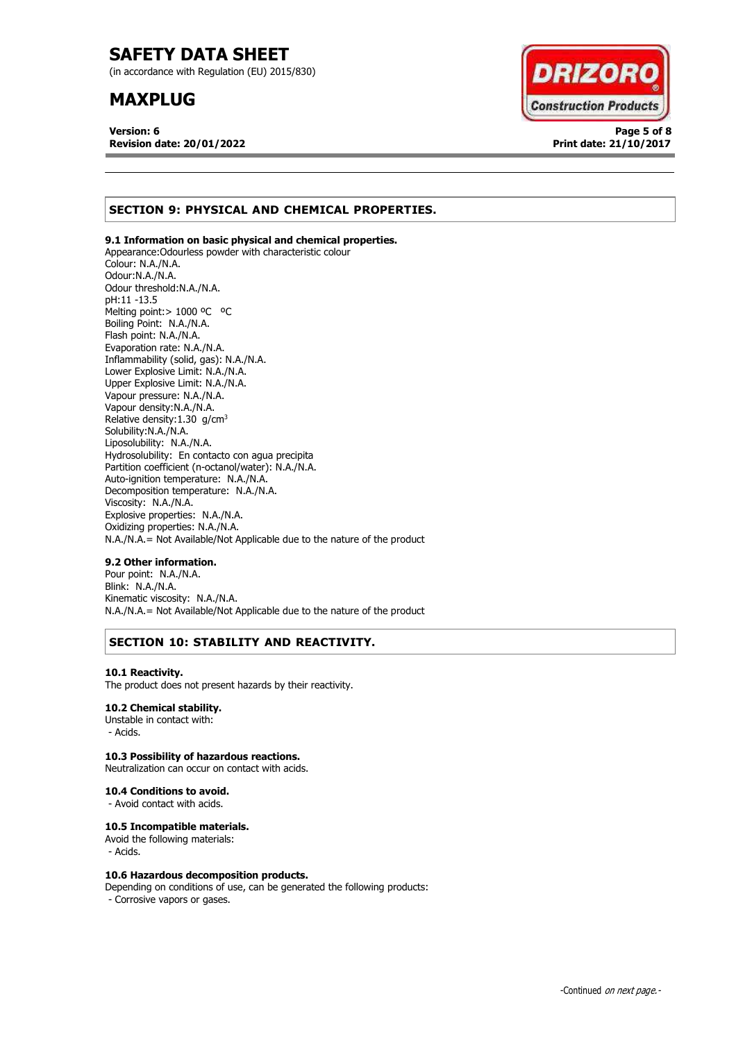## SECTION 9: PHYSICAL AND CHEMICAL PROPERTIES.

**9.1 Information on basic physical and chemical properties.**
Appearance:Odourless powder with characteristic colour
Colour: N.A./N.A.
Odour:N.A./N.A.
Odour threshold:N.A./N.A.
pH:11 -13.5
Melting point:> 1000 ºC ºC
Boiling Point: N.A./N.A.
Flash point: N.A./N.A.
Evaporation rate: N.A./N.A.
Inflammability (solid, gas): N.A./N.A.
Lower Explosive Limit: N.A./N.A.
Upper Explosive Limit: N.A./N.A.
Vapour pressure: N.A./N.A.
Vapour density:N.A./N.A.
Relative density:1.30 g/cm$^3$
Solubility:N.A./N.A.
Liposolubility: N.A./N.A.
Hydrosolubility: En contacto con agua precipita
Partition coefficient (n-octanol/water): N.A./N.A.
Auto-ignition temperature: N.A./N.A.
Decomposition temperature: N.A./N.A.
Viscosity: N.A./N.A.
Explosive properties: N.A./N.A.
Oxidizing properties: N.A./N.A.
N.A./N.A.= Not Available/Not Applicable due to the nature of the product

**9.2 Other information.**
Pour point: N.A./N.A.
Blink: N.A./N.A.
Kinematic viscosity: N.A./N.A.
N.A./N.A.= Not Available/Not Applicable due to the nature of the product

## SECTION 10: STABILITY AND REACTIVITY.

**10.1 Reactivity.**
The product does not present hazards by their reactivity.

**10.2 Chemical stability.**
Unstable in contact with:
- Acids.

**10.3 Possibility of hazardous reactions.**
Neutralization can occur on contact with acids.

**10.4 Conditions to avoid.**
- Avoid contact with acids.

**10.5 Incompatible materials.**
Avoid the following materials:
- Acids.

**10.6 Hazardous decomposition products.**
Depending on conditions of use, can be generated the following products:
- Corrosive vapors or gases.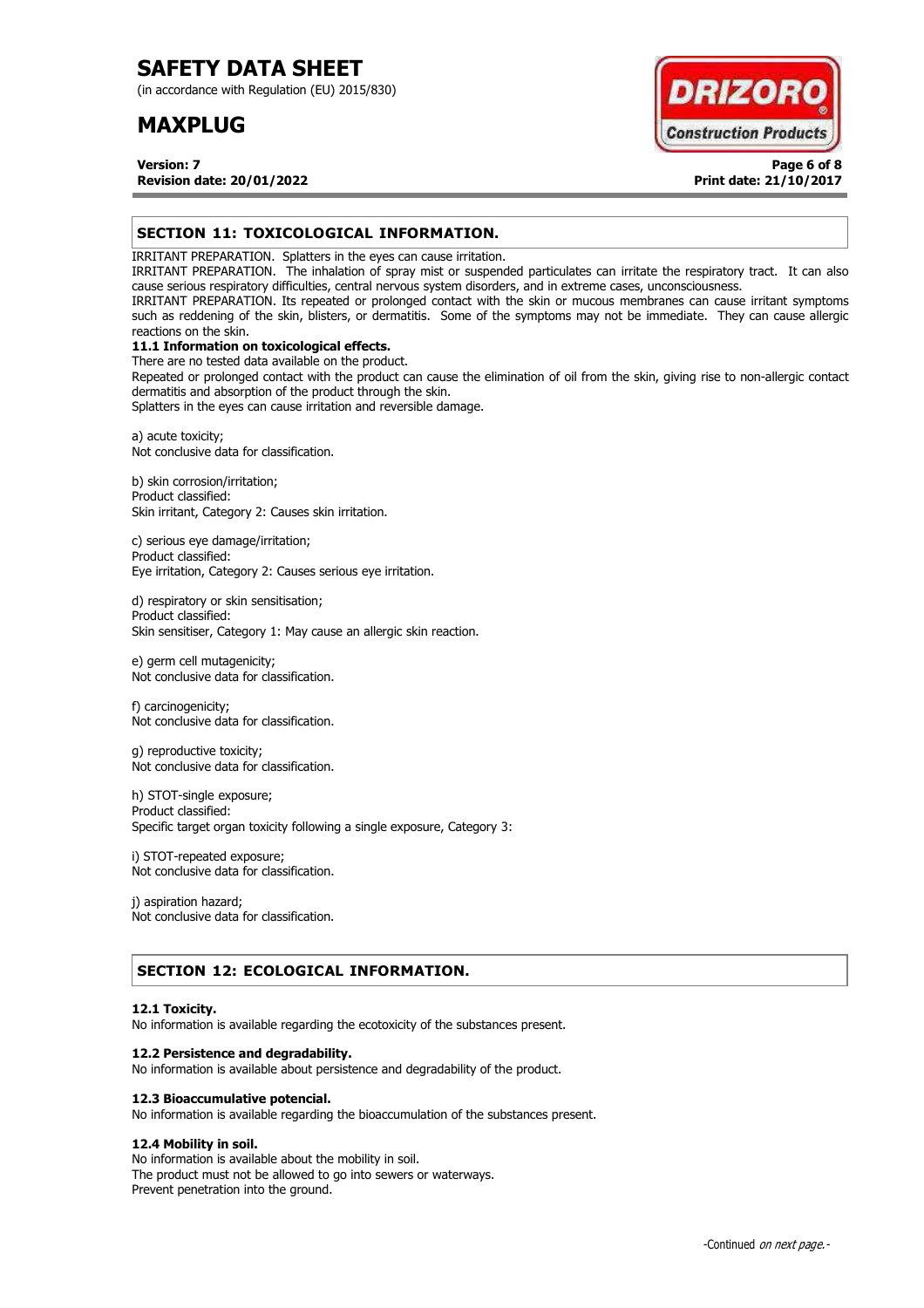## SECTION 11: TOXICOLOGICAL INFORMATION.

IRRITANT PREPARATION. Splatters in the eyes can cause irritation.
IRRITANT PREPARATION. The inhalation of spray mist or suspended particulates can irritate the respiratory tract. It can also cause serious respiratory difficulties, central nervous system disorders, and in extreme cases, unconsciousness.
IRRITANT PREPARATION. Its repeated or prolonged contact with the skin or mucous membranes can cause irritant symptoms such as reddening of the skin, blisters, or dermatitis. Some of the symptoms may not be immediate. They can cause allergic reactions on the skin.

### 11.1 Information on toxicological effects.

There are no tested data available on the product.
Repeated or prolonged contact with the product can cause the elimination of oil from the skin, giving rise to non-allergic contact dermatitis and absorption of the product through the skin.
Splatters in the eyes can cause irritation and reversible damage.

a) acute toxicity;
Not conclusive data for classification.

b) skin corrosion/irritation;
Product classified:
Skin irritant, Category 2: Causes skin irritation.

c) serious eye damage/irritation;
Product classified:
Eye irritation, Category 2: Causes serious eye irritation.

d) respiratory or skin sensitisation;
Product classified:
Skin sensitiser, Category 1: May cause an allergic skin reaction.

e) germ cell mutagenicity;
Not conclusive data for classification.

f) carcinogenicity;
Not conclusive data for classification.

g) reproductive toxicity;
Not conclusive data for classification.

h) STOT-single exposure;
Product classified:
Specific target organ toxicity following a single exposure, Category 3:

i) STOT-repeated exposure;
Not conclusive data for classification.

j) aspiration hazard;
Not conclusive data for classification.

## SECTION 12: ECOLOGICAL INFORMATION.

### 12.1 Toxicity.

No information is available regarding the ecotoxicity of the substances present.

### 12.2 Persistence and degradability.

No information is available about persistence and degradability of the product.

### 12.3 Bioaccumulative potencial.

No information is available regarding the bioaccumulation of the substances present.

### 12.4 Mobility in soil.

No information is available about the mobility in soil.
The product must not be allowed to go into sewers or waterways.
Prevent penetration into the ground.

-Continued *on next page.*-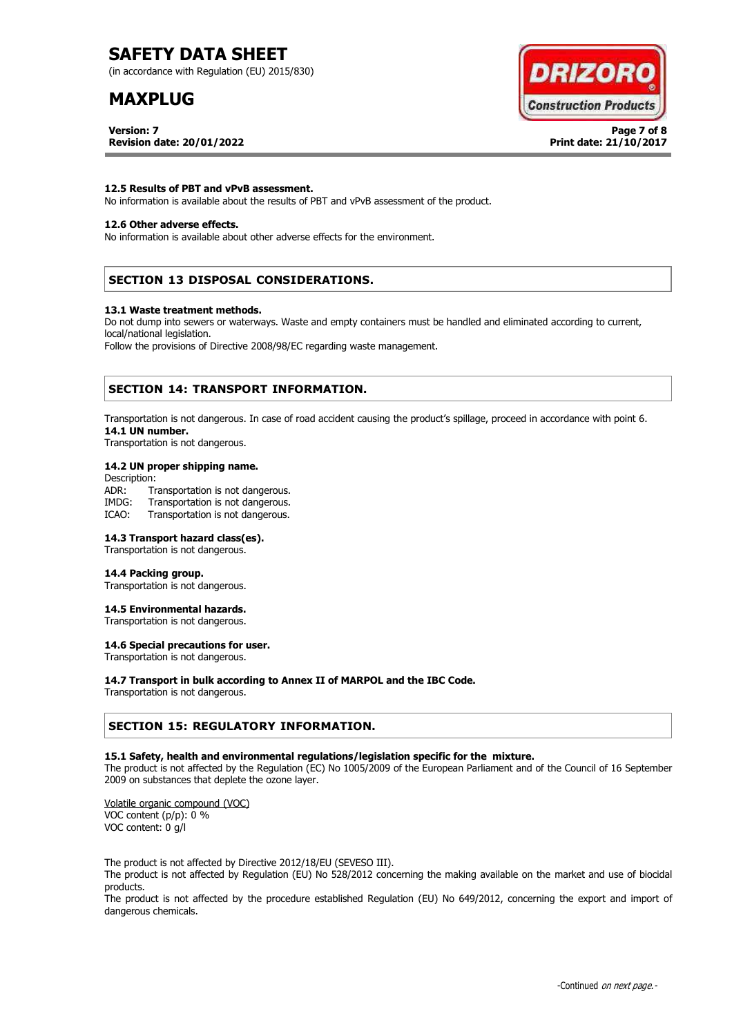#### 12.5 Results of PBT and vPvB assessment.

No information is available about the results of PBT and vPvB assessment of the product.

#### 12.6 Other adverse effects.

No information is available about other adverse effects for the environment.

## SECTION 13 DISPOSAL CONSIDERATIONS.

#### 13.1 Waste treatment methods.

Do not dump into sewers or waterways. Waste and empty containers must be handled and eliminated according to current, local/national legislation.

Follow the provisions of Directive 2008/98/EC regarding waste management.

## SECTION 14: TRANSPORT INFORMATION.

Transportation is not dangerous. In case of road accident causing the product's spillage, proceed in accordance with point 6.

#### 14.1 UN number.

Transportation is not dangerous.

#### 14.2 UN proper shipping name.

Description:

ADR: Transportation is not dangerous.
IMDG: Transportation is not dangerous.
ICAO: Transportation is not dangerous.

#### 14.3 Transport hazard class(es).

Transportation is not dangerous.

#### 14.4 Packing group.

Transportation is not dangerous.

#### 14.5 Environmental hazards.

Transportation is not dangerous.

#### 14.6 Special precautions for user.

Transportation is not dangerous.

#### 14.7 Transport in bulk according to Annex II of MARPOL and the IBC Code.

Transportation is not dangerous.

## SECTION 15: REGULATORY INFORMATION.

#### 15.1 Safety, health and environmental regulations/legislation specific for the mixture.

The product is not affected by the Regulation (EC) No 1005/2009 of the European Parliament and of the Council of 16 September 2009 on substances that deplete the ozone layer.

Volatile organic compound (VOC)
VOC content (p/p): 0 %
VOC content: 0 g/l

The product is not affected by Directive 2012/18/EU (SEVESO III).
The product is not affected by Regulation (EU) No 528/2012 concerning the making available on the market and use of biocidal products.
The product is not affected by the procedure established Regulation (EU) No 649/2012, concerning the export and import of dangerous chemicals.

-Continued *on next page.*-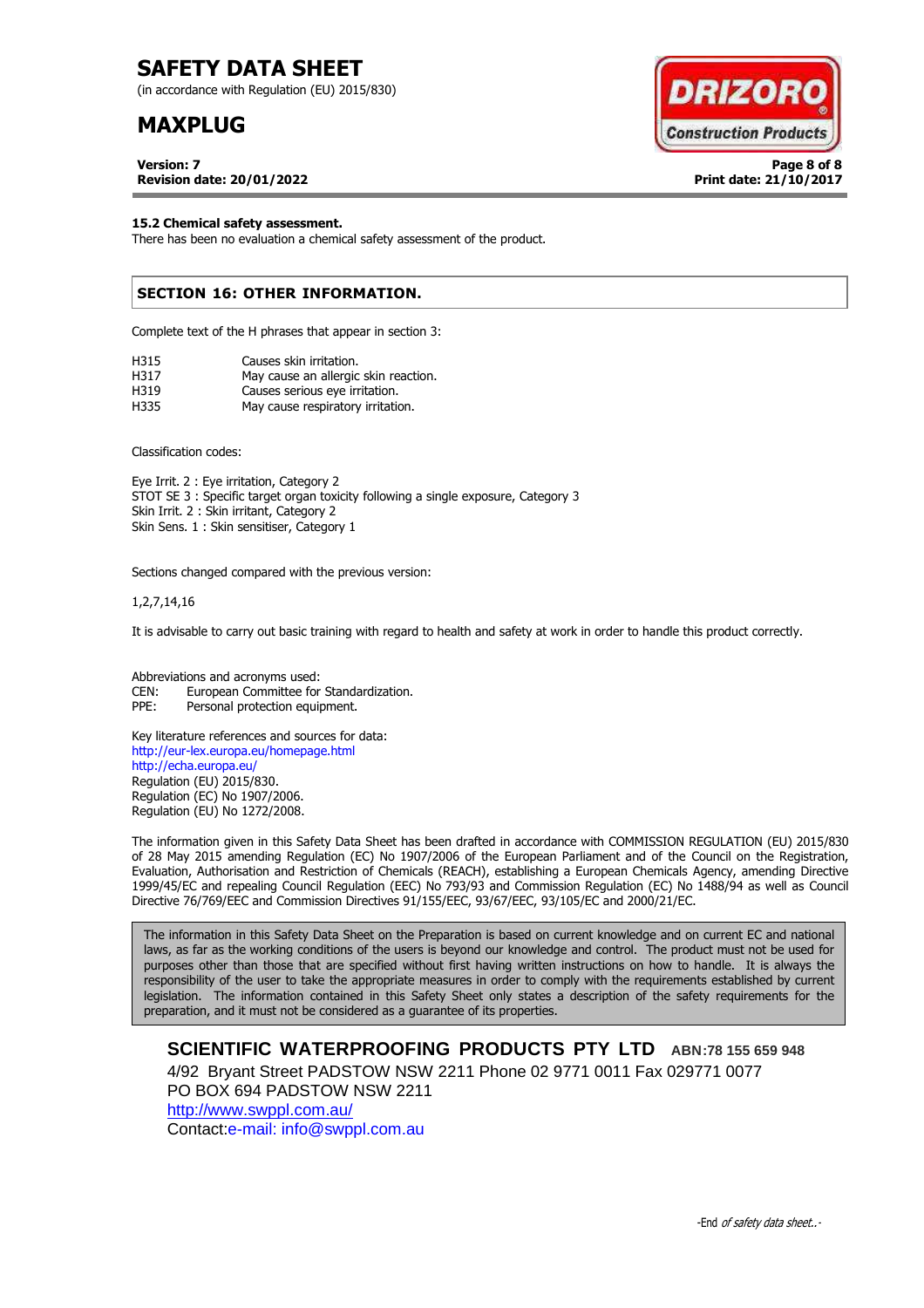**15.2 Chemical safety assessment.**

There has been no evaluation a chemical safety assessment of the product.

## SECTION 16: OTHER INFORMATION.

Complete text of the H phrases that appear in section 3:

| | |
|---|---|
| H315 | Causes skin irritation. |
| H317 | May cause an allergic skin reaction. |
| H319 | Causes serious eye irritation. |
| H335 | May cause respiratory irritation. |

Classification codes:

Eye Irrit. 2 : Eye irritation, Category 2
STOT SE 3 : Specific target organ toxicity following a single exposure, Category 3
Skin Irrit. 2 : Skin irritant, Category 2
Skin Sens. 1 : Skin sensitiser, Category 1

Sections changed compared with the previous version:

1,2,7,14,16

It is advisable to carry out basic training with regard to health and safety at work in order to handle this product correctly.

Abbreviations and acronyms used:
CEN: European Committee for Standardization.
PPE: Personal protection equipment.

Key literature references and sources for data:
http://eur-lex.europa.eu/homepage.html
http://echa.europa.eu/
Regulation (EU) 2015/830.
Regulation (EC) No 1907/2006.
Regulation (EU) No 1272/2008.

The information given in this Safety Data Sheet has been drafted in accordance with COMMISSION REGULATION (EU) 2015/830 of 28 May 2015 amending Regulation (EC) No 1907/2006 of the European Parliament and of the Council on the Registration, Evaluation, Authorisation and Restriction of Chemicals (REACH), establishing a European Chemicals Agency, amending Directive 1999/45/EC and repealing Council Regulation (EEC) No 793/93 and Commission Regulation (EC) No 1488/94 as well as Council Directive 76/769/EEC and Commission Directives 91/155/EEC, 93/67/EEC, 93/105/EC and 2000/21/EC.

The information in this Safety Data Sheet on the Preparation is based on current knowledge and on current EC and national laws, as far as the working conditions of the users is beyond our knowledge and control. The product must not be used for purposes other than those that are specified without first having written instructions on how to handle. It is always the responsibility of the user to take the appropriate measures in order to comply with the requirements established by current legislation. The information contained in this Safety Sheet only states a description of the safety requirements for the preparation, and it must not be considered as a guarantee of its properties.

**SCIENTIFIC WATERPROOFING PRODUCTS PTY LTD** **ABN:78 155 659 948**
4/92 Bryant Street PADSTOW NSW 2211 Phone 02 9771 0011 Fax 029771 0077
PO BOX 694 PADSTOW NSW 2211
http://www.swppl.com.au/
Contact:e-mail: info@swppl.com.au

-End *of safety data sheet.*.-